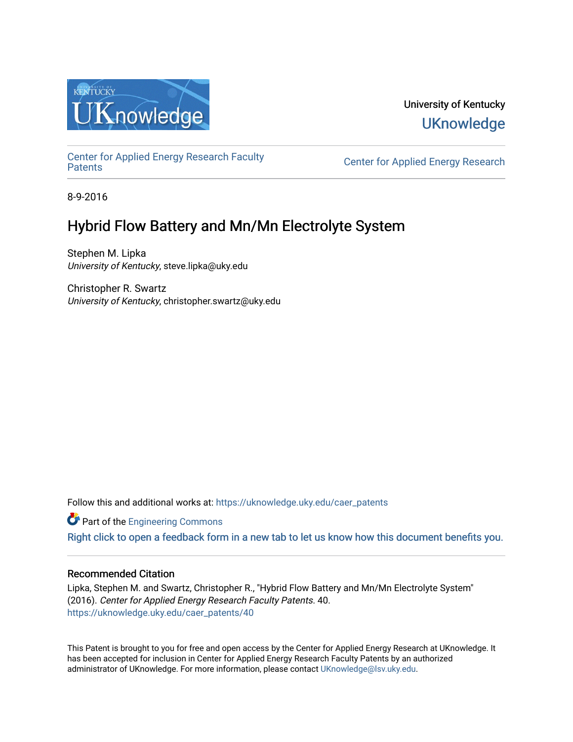University of Kentucky

UKnowledge

Center for Applied Energy Research Faculty Patents

Center for Applied Energy Research

8-9-2016

# Hybrid Flow Battery and Mn/Mn Electrolyte System

Stephen M. Lipka
*University of Kentucky*, steve.lipka@uky.edu

Christopher R. Swartz
*University of Kentucky*, christopher.swartz@uky.edu

Follow this and additional works at: https://uknowledge.uky.edu/caer_patents

Part of the Engineering Commons

Right click to open a feedback form in a new tab to let us know how this document benefits you.

## Recommended Citation

Lipka, Stephen M. and Swartz, Christopher R., "Hybrid Flow Battery and Mn/Mn Electrolyte System" (2016). *Center for Applied Energy Research Faculty Patents*. 40.
https://uknowledge.uky.edu/caer_patents/40

This Patent is brought to you for free and open access by the Center for Applied Energy Research at UKnowledge. It has been accepted for inclusion in Center for Applied Energy Research Faculty Patents by an authorized administrator of UKnowledge. For more information, please contact UKnowledge@lsv.uky.edu.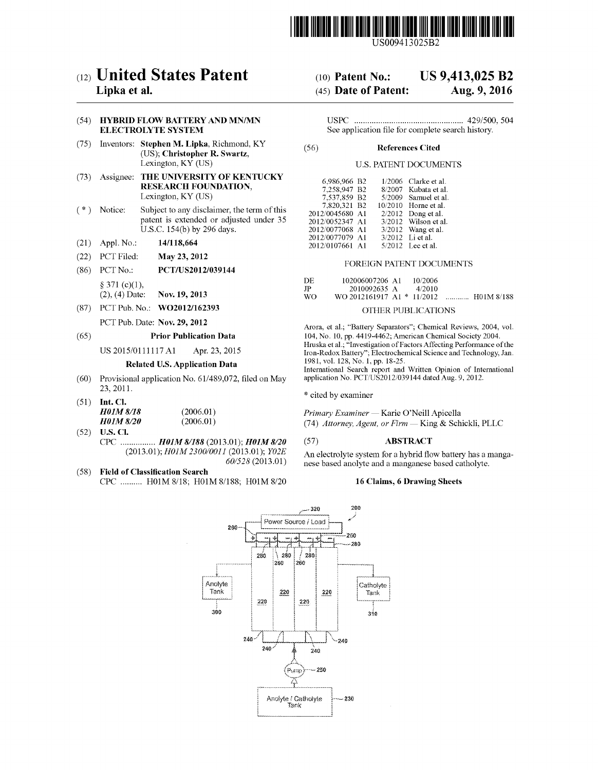US009413025B2

# (12) United States Patent
**Lipka et al.**

(10) **Patent No.: US 9,413,025 B2**

(45) **Date of Patent: Aug. 9, 2016**

(54) **HYBRID FLOW BATTERY AND MN/MN ELECTROLYTE SYSTEM**

(75) Inventors: **Stephen M. Lipka**, Richmond, KY (US); **Christopher R. Swartz**, Lexington, KY (US)

(73) Assignee: **THE UNIVERSITY OF KENTUCKY RESEARCH FOUNDATION**, Lexington, KY (US)

( * ) Notice: Subject to any disclaimer, the term of this patent is extended or adjusted under 35 U.S.C. 154(b) by 296 days.

(21) Appl. No.: **14/118,664**

(22) PCT Filed: **May 23, 2012**

(86) PCT No.: **PCT/US2012/039144**

§ 371 (c)(1), (2), (4) Date: **Nov. 19, 2013**

(87) PCT Pub. No.: **WO2012/162393**

PCT Pub. Date: **Nov. 29, 2012**

(65) **Prior Publication Data**

US 2015/0111117 A1 Apr. 23, 2015

**Related U.S. Application Data**

(60) Provisional application No. 61/489,072, filed on May 23, 2011.

(51) **Int. Cl.**
***H01M 8/18*** (2006.01)
***H01M 8/20*** (2006.01)

(52) **U.S. Cl.**
CPC ................ ***H01M 8/188*** (2013.01); ***H01M 8/20*** (2013.01); *H01M 2300/0011* (2013.01); *Y02E 60/528* (2013.01)

(58) **Field of Classification Search**
CPC .......... H01M 8/18; H01M 8/188; H01M 8/20
USPC .................................................. 429/500, 504
See application file for complete search history.

(56) **References Cited**

U.S. PATENT DOCUMENTS

| | | |
|---|---|---|
| 6,986,966 B2 | 1/2006 | Clarke et al. |
| 7,258,947 B2 | 8/2007 | Kubata et al. |
| 7,537,859 B2 | 5/2009 | Samuel et al. |
| 7,820,321 B2 | 10/2010 | Horne et al. |
| 2012/0045680 A1 | 2/2012 | Dong et al. |
| 2012/0052347 A1 | 3/2012 | Wilson et al. |
| 2012/0077068 A1 | 3/2012 | Wang et al. |
| 2012/0077079 A1 | 3/2012 | Li et al. |
| 2012/0107661 A1 | 5/2012 | Lee et al. |

FOREIGN PATENT DOCUMENTS

| | | | |
|---|---|---|---|
| DE | 102006007206 A1 | 10/2006 | |
| JP | 2010092635 A | 4/2010 | |
| WO | WO 2012161917 A1 * | 11/2012 | ............ H01M 8/188 |

OTHER PUBLICATIONS

Arora, et al.; "Battery Separators"; Chemical Reviews, 2004, vol. 104, No. 10, pp. 4419-4462; American Chemical Society 2004.
Hruska et al.; "Investigation of Factors Affecting Performance of the Iron-Redox Battery"; Electrochemical Science and Technology, Jan. 1981, vol. 128, No. 1, pp. 18-25.
International Search report and Written Opinion of International application No. PCT/US2012/039144 dated Aug. 9, 2012.

\* cited by examiner

*Primary Examiner* — Karie O'Neill Apicella
(74) *Attorney, Agent, or Firm* — King & Schickli, PLLC

(57) **ABSTRACT**

An electrolyte system for a hybrid flow battery has a manganese based anolyte and a manganese based catholyte.

**16 Claims, 6 Drawing Sheets**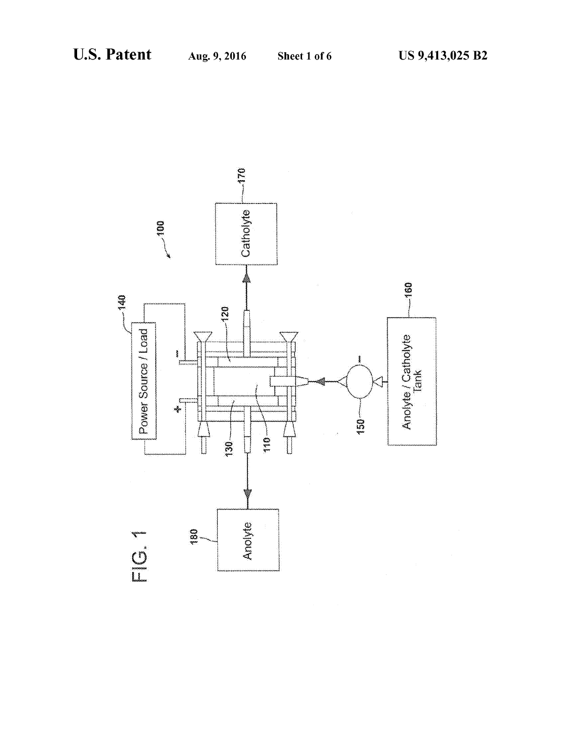FIG. 1

100

Power Source / Load

140

Catholyte

170

Anolyte / Catholyte Tank

160

Anolyte

180

120

110

130

150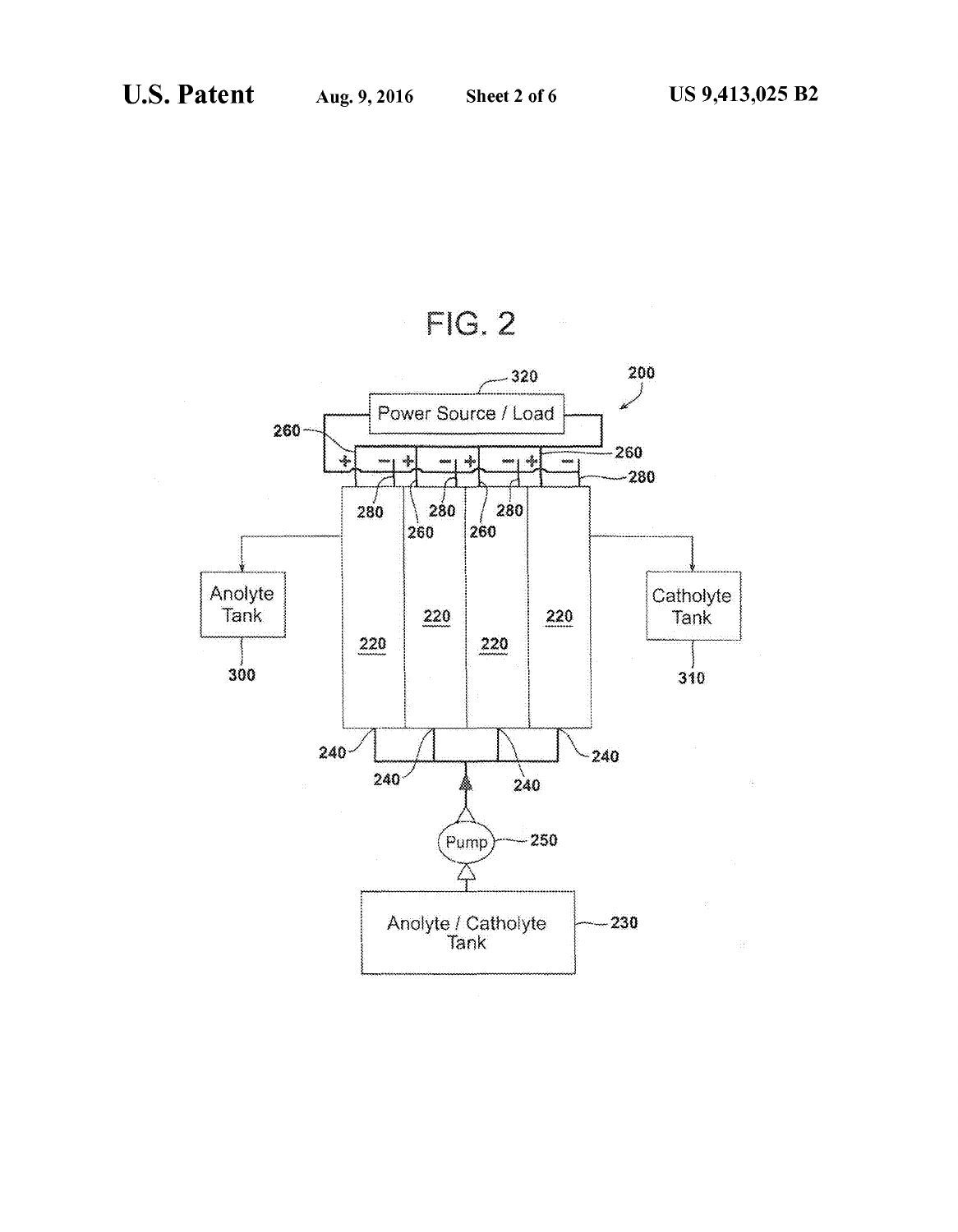FIG. 2

200

320 Power Source / Load

260 + − + − + − + − 260

280

280 260 280 260 280

Anolyte Tank 300

220 220 220 220

Catholyte Tank 310

240 240 240 240

Pump 250

Anolyte / Catholyte Tank 230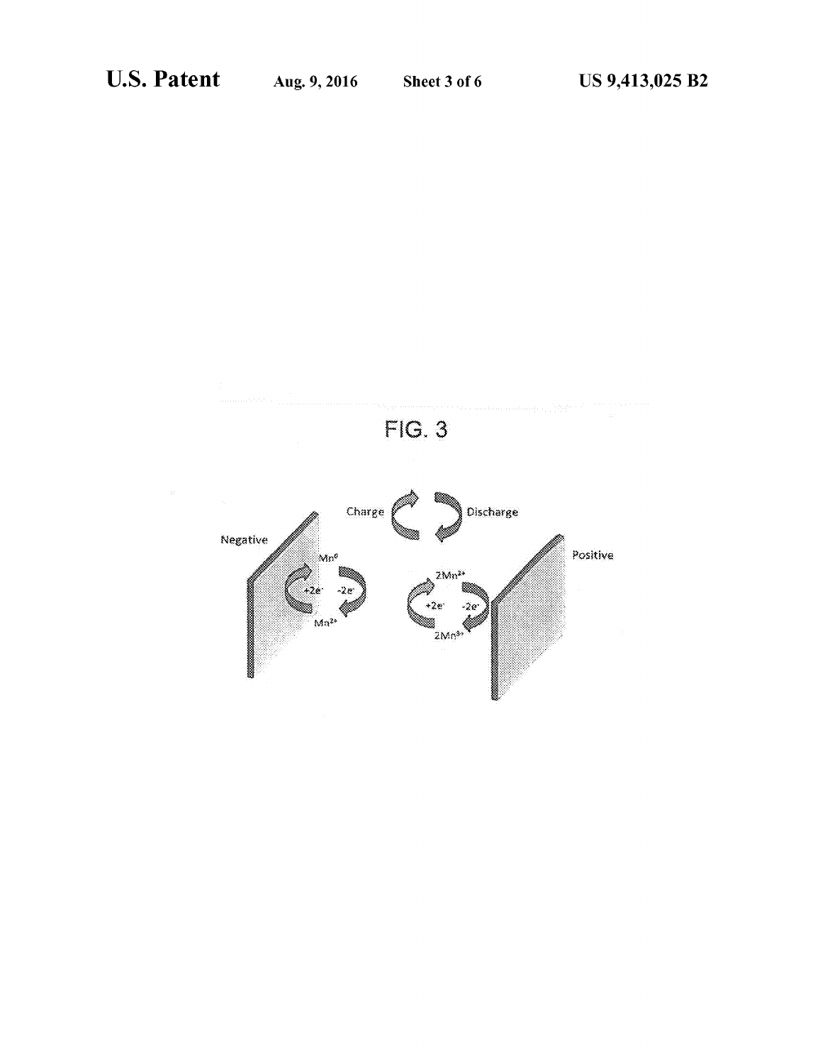FIG. 3

Charge

Discharge

Negative

$Mn^0$

$+2e^-$

$-2e^-$

$Mn^{2+}$

$2Mn^{3+}$

$+2e^-$

$-2e^-$

$2Mn^{2+}$

Positive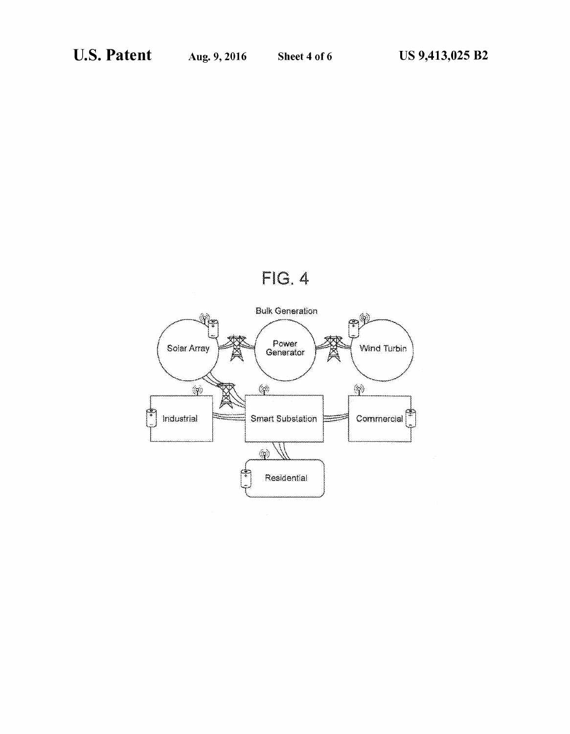FIG. 4

Bulk Generation

Solar Array

Power Generator

Wind Turbin

Industrial

Smart Substation

Commercial

Residential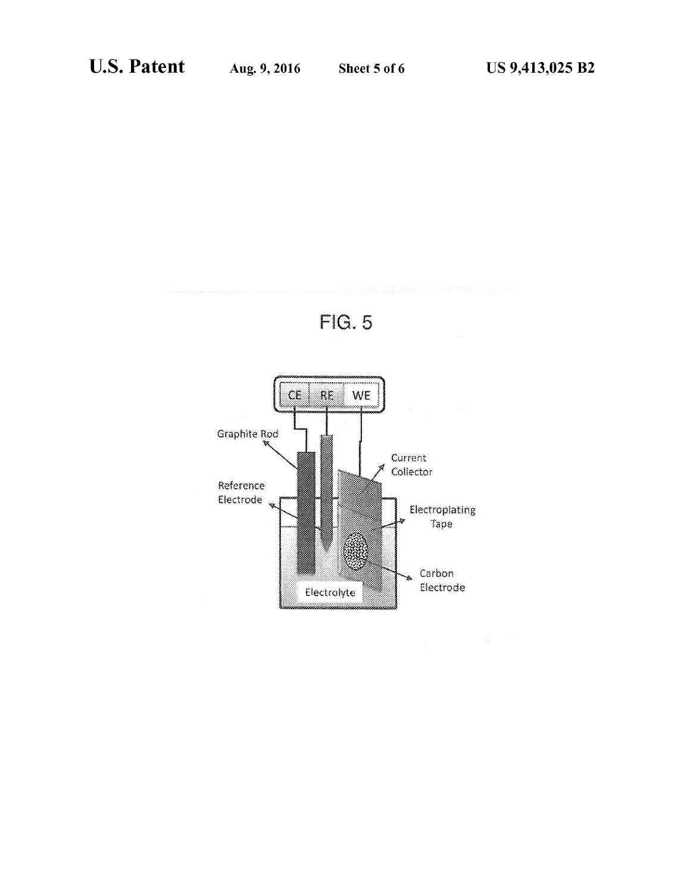FIG. 5

CE RE WE

Graphite Rod

Reference Electrode

Current Collector

Electroplating Tape

Carbon Electrode

Electrolyte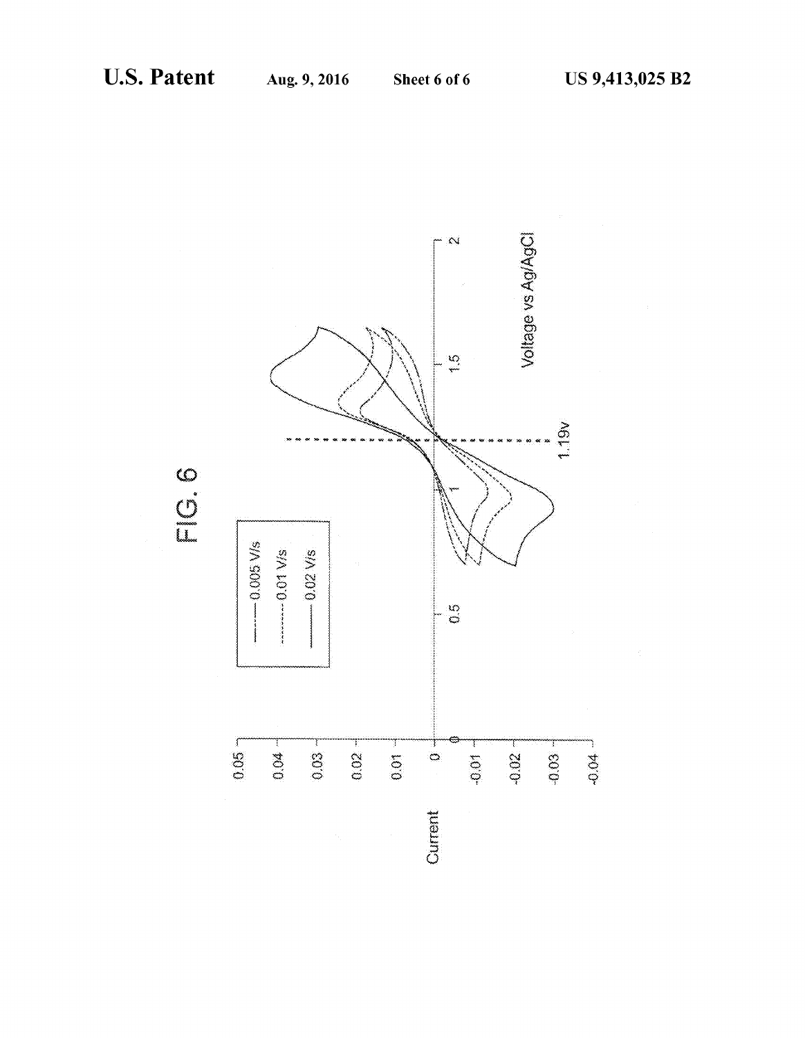FIG. 6

— 0.005 V/s
- - - 0.01 V/s
—— 0.02 V/s

Current

0.05
0.04
0.03
0.02
0.01
0
-0.01
-0.02
-0.03
-0.04

0
0.5
1
1.19v
1.5
2

Voltage vs Ag/AgCl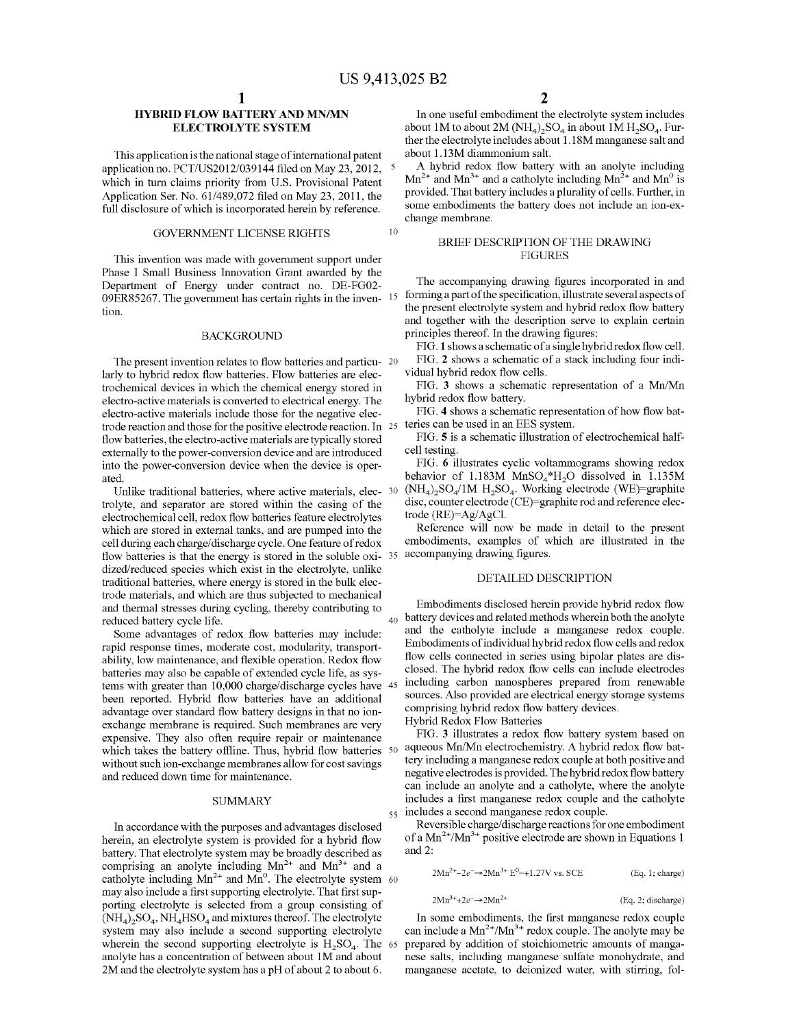## HYBRID FLOW BATTERY AND MN/MN ELECTROLYTE SYSTEM

This application is the national stage of international patent application no. PCT/US2012/039144 filed on May 23, 2012, which in turn claims priority from U.S. Provisional Patent Application Ser. No. 61/489,072 filed on May 23, 2011, the full disclosure of which is incorporated herein by reference.

### GOVERNMENT LICENSE RIGHTS

This invention was made with government support under Phase I Small Business Innovation Grant awarded by the Department of Energy under contract no. DE-FG02-09ER85267. The government has certain rights in the invention.

### BACKGROUND

The present invention relates to flow batteries and particularly to hybrid redox flow batteries. Flow batteries are electrochemical devices in which the chemical energy stored in electro-active materials is converted to electrical energy. The electro-active materials include those for the negative electrode reaction and those for the positive electrode reaction. In flow batteries, the electro-active materials are typically stored externally to the power-conversion device and are introduced into the power-conversion device when the device is operated.

Unlike traditional batteries, where active materials, electrolyte, and separator are stored within the casing of the electrochemical cell, redox flow batteries feature electrolytes which are stored in external tanks, and are pumped into the cell during each charge/discharge cycle. One feature of redox flow batteries is that the energy is stored in the soluble oxidized/reduced species which exist in the electrolyte, unlike traditional batteries, where energy is stored in the bulk electrode materials, and which are thus subjected to mechanical and thermal stresses during cycling, thereby contributing to reduced battery cycle life.

Some advantages of redox flow batteries may include: rapid response times, moderate cost, modularity, transportability, low maintenance, and flexible operation. Redox flow batteries may also be capable of extended cycle life, as systems with greater than 10,000 charge/discharge cycles have been reported. Hybrid flow batteries have an additional advantage over standard flow battery designs in that no ion-exchange membrane is required. Such membranes are very expensive. They also often require repair or maintenance which takes the battery offline. Thus, hybrid flow batteries without such ion-exchange membranes allow for cost savings and reduced down time for maintenance.

### SUMMARY

In accordance with the purposes and advantages disclosed herein, an electrolyte system is provided for a hybrid flow battery. That electrolyte system may be broadly described as comprising an anolyte including $Mn^{2+}$ and $Mn^{3+}$ and a catholyte including $Mn^{2+}$ and $Mn^{0}$. The electrolyte system may also include a first supporting electrolyte. That first supporting electrolyte is selected from a group consisting of $(NH_4)_2SO_4$, $NH_4HSO_4$ and mixtures thereof. The electrolyte system may also include a second supporting electrolyte wherein the second supporting electrolyte is $H_2SO_4$. The anolyte has a concentration of between about 1M and about 2M and the electrolyte system has a pH of about 2 to about 6.

In one useful embodiment the electrolyte system includes about 1M to about 2M $(NH_4)_2SO_4$ in about 1M $H_2SO_4$. Further the electrolyte includes about 1.18M manganese salt and about 1.13M diammonium salt.

A hybrid redox flow battery with an anolyte including $Mn^{2+}$ and $Mn^{3+}$ and a catholyte including $Mn^{2+}$ and $Mn^{0}$ is provided. That battery includes a plurality of cells. Further, in some embodiments the battery does not include an ion-exchange membrane.

### BRIEF DESCRIPTION OF THE DRAWING FIGURES

The accompanying drawing figures incorporated in and forming a part of the specification, illustrate several aspects of the present electrolyte system and hybrid redox flow battery and together with the description serve to explain certain principles thereof. In the drawing figures:

FIG. 1 shows a schematic of a single hybrid redox flow cell.

FIG. 2 shows a schematic of a stack including four individual hybrid redox flow cells.

FIG. 3 shows a schematic representation of a Mn/Mn hybrid redox flow battery.

FIG. 4 shows a schematic representation of how flow batteries can be used in an EES system.

FIG. 5 is a schematic illustration of electrochemical half-cell testing.

FIG. 6 illustrates cyclic voltammograms showing redox behavior of 1.183M $MnSO_4 \cdot H_2O$ dissolved in 1.135M $(NH_4)_2SO_4$/1M $H_2SO_4$. Working electrode (WE)=graphite disc, counter electrode (CE)=graphite rod and reference electrode (RE)=Ag/AgCl.

Reference will now be made in detail to the present embodiments, examples of which are illustrated in the accompanying drawing figures.

### DETAILED DESCRIPTION

Embodiments disclosed herein provide hybrid redox flow battery devices and related methods wherein both the anolyte and the catholyte include a manganese redox couple. Embodiments of individual hybrid redox flow cells and redox flow cells connected in series using bipolar plates are disclosed. The hybrid redox flow cells can include electrodes including carbon nanospheres prepared from renewable sources. Also provided are electrical energy storage systems comprising hybrid redox flow battery devices.

#### Hybrid Redox Flow Batteries

FIG. 3 illustrates a redox flow battery system based on aqueous Mn/Mn electrochemistry. A hybrid redox flow battery including a manganese redox couple at both positive and negative electrodes is provided. The hybrid redox flow battery can include an anolyte and a catholyte, where the anolyte includes a first manganese redox couple and the catholyte includes a second manganese redox couple.

Reversible charge/discharge reactions for one embodiment of a $Mn^{2+}/Mn^{3+}$ positive electrode are shown in Equations 1 and 2:

$$2Mn^{2+}-2e^{-}\rightarrow 2Mn^{3+}\ E^{0}=+1.27\text{V vs. SCE} \quad \text{(Eq. 1; charge)}$$

$$2Mn^{3+}+2e^{-}\rightarrow 2Mn^{2+} \quad \text{(Eq. 2; discharge)}$$

In some embodiments, the first manganese redox couple can include a $Mn^{2+}/Mn^{3+}$ redox couple. The anolyte may be prepared by addition of stoichiometric amounts of manganese salts, including manganese sulfate monohydrate, and manganese acetate, to deionized water, with stirring, fol-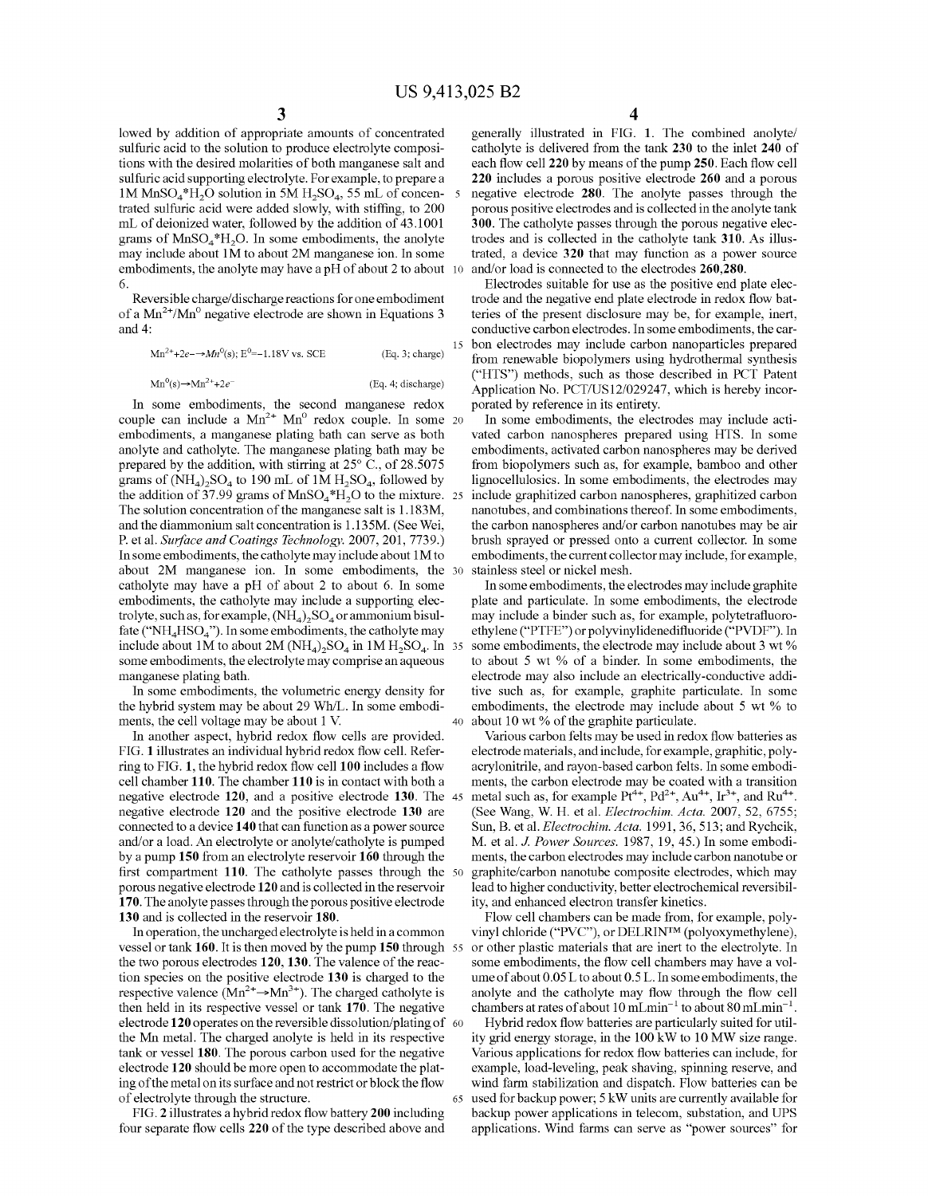lowed by addition of appropriate amounts of concentrated sulfuric acid to the solution to produce electrolyte compositions with the desired molarities of both manganese salt and sulfuric acid supporting electrolyte. For example, to prepare a 1M $MnSO_4*H_2O$ solution in 5M $H_2SO_4$, 55 mL of concentrated sulfuric acid were added slowly, with stiffing, to 200 mL of deionized water, followed by the addition of 43.1001 grams of $MnSO_4*H_2O$. In some embodiments, the anolyte may include about 1M to about 2M manganese ion. In some embodiments, the anolyte may have a pH of about 2 to about 6.

Reversible charge/discharge reactions for one embodiment of a $Mn^{2+}/Mn^0$ negative electrode are shown in Equations 3 and 4:

$$Mn^{2+}+2e^- \rightarrow Mn^0(s);\ E^0=-1.18\text{V vs. SCE} \quad \text{(Eq. 3; charge)}$$

$$Mn^0(s) \rightarrow Mn^{2+}+2e^- \quad \text{(Eq. 4; discharge)}$$

In some embodiments, the second manganese redox couple can include a $Mn^{2+}$ $Mn^0$ redox couple. In some embodiments, a manganese plating bath can serve as both anolyte and catholyte. The manganese plating bath may be prepared by the addition, with stirring at 25° C., of 28.5075 grams of $(NH_4)_2SO_4$ to 190 mL of 1M $H_2SO_4$, followed by the addition of 37.99 grams of $MnSO_4*H_2O$ to the mixture. The solution concentration of the manganese salt is 1.183M, and the diammonium salt concentration is 1.135M. (See Wei, P. et al. *Surface and Coatings Technology.* 2007, 201, 7739.) In some embodiments, the catholyte may include about 1M to about 2M manganese ion. In some embodiments, the catholyte may have a pH of about 2 to about 6. In some embodiments, the catholyte may include a supporting electrolyte, such as, for example, $(NH_4)_2SO_4$ or ammonium bisulfate ("$NH_4HSO_4$"). In some embodiments, the catholyte may include about 1M to about 2M $(NH_4)_2SO_4$ in 1M $H_2SO_4$. In some embodiments, the electrolyte may comprise an aqueous manganese plating bath.

In some embodiments, the volumetric energy density for the hybrid system may be about 29 Wh/L. In some embodiments, the cell voltage may be about 1 V.

In another aspect, hybrid redox flow cells are provided. FIG. **1** illustrates an individual hybrid redox flow cell. Referring to FIG. **1**, the hybrid redox flow cell **100** includes a flow cell chamber **110**. The chamber **110** is in contact with both a negative electrode **120**, and a positive electrode **130**. The negative electrode **120** and the positive electrode **130** are connected to a device **140** that can function as a power source and/or a load. An electrolyte or anolyte/catholyte is pumped by a pump **150** from an electrolyte reservoir **160** through the first compartment **110**. The catholyte passes through the porous negative electrode **120** and is collected in the reservoir **170**. The anolyte passes through the porous positive electrode **130** and is collected in the reservoir **180**.

In operation, the uncharged electrolyte is held in a common vessel or tank **160**. It is then moved by the pump **150** through the two porous electrodes **120**, **130**. The valence of the reaction species on the positive electrode **130** is charged to the respective valence ($Mn^{2+} \rightarrow Mn^{3+}$). The charged catholyte is then held in its respective vessel or tank **170**. The negative electrode **120** operates on the reversible dissolution/plating of the Mn metal. The charged anolyte is held in its respective tank or vessel **180**. The porous carbon used for the negative electrode **120** should be more open to accommodate the plating of the metal on its surface and not restrict or block the flow of electrolyte through the structure.

FIG. **2** illustrates a hybrid redox flow battery **200** including four separate flow cells **220** of the type described above and generally illustrated in FIG. **1**. The combined anolyte/catholyte is delivered from the tank **230** to the inlet **240** of each flow cell **220** by means of the pump **250**. Each flow cell **220** includes a porous positive electrode **260** and a porous negative electrode **280**. The anolyte passes through the porous positive electrodes and is collected in the anolyte tank **300**. The catholyte passes through the porous negative electrodes and is collected in the catholyte tank **310**. As illustrated, a device **320** that may function as a power source and/or load is connected to the electrodes **260**,**280**.

Electrodes suitable for use as the positive end plate electrode and the negative end plate electrode in redox flow batteries of the present disclosure may be, for example, inert, conductive carbon electrodes. In some embodiments, the carbon electrodes may include carbon nanoparticles prepared from renewable biopolymers using hydrothermal synthesis ("HTS") methods, such as those described in PCT Patent Application No. PCT/US12/029247, which is hereby incorporated by reference in its entirety.

In some embodiments, the electrodes may include activated carbon nanospheres prepared using HTS. In some embodiments, activated carbon nanospheres may be derived from biopolymers such as, for example, bamboo and other lignocellulosics. In some embodiments, the electrodes may include graphitized carbon nanospheres, graphitized carbon nanotubes, and combinations thereof. In some embodiments, the carbon nanospheres and/or carbon nanotubes may be air brush sprayed or pressed onto a current collector. In some embodiments, the current collector may include, for example, stainless steel or nickel mesh.

In some embodiments, the electrodes may include graphite plate and particulate. In some embodiments, the electrode may include a binder such as, for example, polytetrafluoroethylene ("PTFE") or polyvinylidenedifluoride ("PVDF"). In some embodiments, the electrode may include about 3 wt % to about 5 wt % of a binder. In some embodiments, the electrode may also include an electrically-conductive additive such as, for example, graphite particulate. In some embodiments, the electrode may include about 5 wt % to about 10 wt % of the graphite particulate.

Various carbon felts may be used in redox flow batteries as electrode materials, and include, for example, graphitic, polyacrylonitrile, and rayon-based carbon felts. In some embodiments, the carbon electrode may be coated with a transition metal such as, for example $Pt^{4+}$, $Pd^{2+}$, $Au^{4+}$, $Ir^{3+}$, and $Ru^{4+}$. (See Wang, W. H. et al. *Electrochim. Acta.* 2007, 52, 6755; Sun, B. et al. *Electrochim. Acta.* 1991, 36, 513; and Rychcik, M. et al. *J. Power Sources.* 1987, 19, 45.) In some embodiments, the carbon electrodes may include carbon nanotube or graphite/carbon nanotube composite electrodes, which may lead to higher conductivity, better electrochemical reversibility, and enhanced electron transfer kinetics.

Flow cell chambers can be made from, for example, polyvinyl chloride ("PVC"), or DELRIN™ (polyoxymethylene), or other plastic materials that are inert to the electrolyte. In some embodiments, the flow cell chambers may have a volume of about 0.05 L to about 0.5 L. In some embodiments, the anolyte and the catholyte may flow through the flow cell chambers at rates of about 10 $mLmin^{-1}$ to about 80 $mLmin^{-1}$.

Hybrid redox flow batteries are particularly suited for utility grid energy storage, in the 100 kW to 10 MW size range. Various applications for redox flow batteries can include, for example, load-leveling, peak shaving, spinning reserve, and wind farm stabilization and dispatch. Flow batteries can be used for backup power; 5 kW units are currently available for backup power applications in telecom, substation, and UPS applications. Wind farms can serve as "power sources" for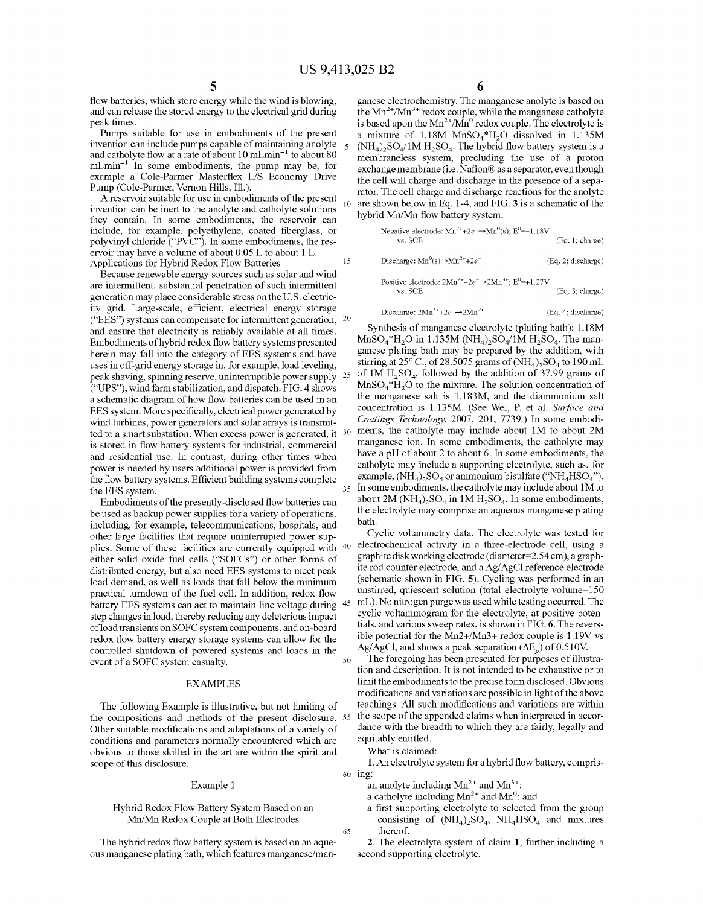flow batteries, which store energy while the wind is blowing, and can release the stored energy to the electrical grid during peak times.

Pumps suitable for use in embodiments of the present invention can include pumps capable of maintaining anolyte and catholyte flow at a rate of about 10 $mLmin^{-1}$ to about 80 $mLmin^{-1}$ In some embodiments, the pump may be, for example a Cole-Parmer Masterflex L/S Economy Drive Pump (Cole-Parmer, Vernon Hills, Ill.).

A reservoir suitable for use in embodiments of the present invention can be inert to the anolyte and catholyte solutions they contain. In some embodiments, the reservoir can include, for example, polyethylene, coated fiberglass, or polyvinyl chloride ("PVC"). In some embodiments, the reservoir may have a volume of about 0.05 L to about 1 L.

## Applications for Hybrid Redox Flow Batteries

Because renewable energy sources such as solar and wind are intermittent, substantial penetration of such intermittent generation may place considerable stress on the U.S. electricity grid. Large-scale, efficient, electrical energy storage ("EES") systems can compensate for intermittent generation, and ensure that electricity is reliably available at all times. Embodiments of hybrid redox flow battery systems presented herein may fall into the category of EES systems and have uses in off-grid energy storage in, for example, load leveling, peak shaving, spinning reserve, uninterruptible power supply ("UPS"), wind farm stabilization, and dispatch. FIG. **4** shows a schematic diagram of how flow batteries can be used in an EES system. More specifically, electrical power generated by wind turbines, power generators and solar arrays is transmitted to a smart substation. When excess power is generated, it is stored in flow battery systems for industrial, commercial and residential use. In contrast, during other times when power is needed by users additional power is provided from the flow battery systems. Efficient building systems complete the EES system.

Embodiments of the presently-disclosed flow batteries can be used as backup power supplies for a variety of operations, including, for example, telecommunications, hospitals, and other large facilities that require uninterrupted power supplies. Some of these facilities are currently equipped with either solid oxide fuel cells ("SOFCs") or other forms of distributed energy, but also need EES systems to meet peak load demand, as well as loads that fall below the minimum practical turndown of the fuel cell. In addition, redox flow battery EES systems can act to maintain line voltage during step changes in load, thereby reducing any deleterious impact of load transients on SOFC system components, and on-board redox flow battery energy storage systems can allow for the controlled shutdown of powered systems and loads in the event of a SOFC system casualty.

## EXAMPLES

The following Example is illustrative, but not limiting of the compositions and methods of the present disclosure. Other suitable modifications and adaptations of a variety of conditions and parameters normally encountered which are obvious to those skilled in the art are within the spirit and scope of this disclosure.

### Example 1

### Hybrid Redox Flow Battery System Based on an Mn/Mn Redox Couple at Both Electrodes

The hybrid redox flow battery system is based on an aqueous manganese plating bath, which features manganese/manganese electrochemistry. The manganese anolyte is based on the $Mn^{2+}/Mn^{3+}$ redox couple, while the manganese catholyte is based upon the $Mn^{2+}/Mn^{0}$ redox couple. The electrolyte is a mixture of 1.18M $MnSO_4*H_2O$ dissolved in 1.135M $(NH_4)_2SO_4$/1M $H_2SO_4$. The hybrid flow battery system is a membraneless system, precluding the use of a proton exchange membrane (i.e. Nafion® as a separator, even though the cell will charge and discharge in the presence of a separator. The cell charge and discharge reactions for the anolyte are shown below in Eq. 1-4, and FIG. **3** is a schematic of the hybrid Mn/Mn flow battery system.

$$\text{Negative electrode: } Mn^{2+}+2e^{-}\rightarrow Mn^{0}(s);\ E^{0}=-1.18\text{V vs. SCE} \quad \text{(Eq. 1; charge)}$$

$$\text{Discharge: } Mn^{0}(s)\rightarrow Mn^{2+}+2e^{-} \quad \text{(Eq. 2; discharge)}$$

$$\text{Positive electrode: } 2Mn^{2+}-2e^{-}\rightarrow 2Mn^{3+};\ E^{0}=+1.27\text{V vs. SCE} \quad \text{(Eq. 3; charge)}$$

$$\text{Discharge: } 2Mn^{3+}+2e^{-}\rightarrow 2Mn^{2+} \quad \text{(Eq. 4; discharge)}$$

Synthesis of manganese electrolyte (plating bath): 1.18M $MnSO_4*H_2O$ in 1.135M $(NH_4)_2SO_4$/1M $H_2SO_4$. The manganese plating bath may be prepared by the addition, with stirring at 25° C., of 28.5075 grams of $(NH_4)_2SO_4$ to 190 mL of 1M $H_2SO_4$, followed by the addition of 37.99 grams of $MnSO_4*H_2O$ to the mixture. The solution concentration of the manganese salt is 1.183M, and the diammonium salt concentration is 1.135M. (See Wei, P. et al. *Surface and Coatings Technology.* 2007, 201, 7739.) In some embodiments, the catholyte may include about 1M to about 2M manganese ion. In some embodiments, the catholyte may have a pH of about 2 to about 6. In some embodiments, the catholyte may include a supporting electrolyte, such as, for example, $(NH_4)_2SO_4$ or ammonium bisulfate ("$NH_4HSO_4$"). In some embodiments, the catholyte may include about 1M to about 2M $(NH_4)_2SO_4$ in 1M $H_2SO_4$. In some embodiments, the electrolyte may comprise an aqueous manganese plating bath.

Cyclic voltammetry data. The electrolyte was tested for electrochemical activity in a three-electrode cell, using a graphite disk working electrode (diameter=2.54 cm), a graphite rod counter electrode, and a Ag/AgCl reference electrode (schematic shown in FIG. **5**). Cycling was performed in an unstirred, quiescent solution (total electrolyte volume=150 mL). No nitrogen purge was used while testing occurred. The cyclic voltammogram for the electrolyte, at positive potentials, and various sweep rates, is shown in FIG. **6**. The reversible potential for the Mn2+/Mn3+ redox couple is 1.19V vs Ag/AgCl, and shows a peak separation ($\Delta E_p$) of 0.510V.

The foregoing has been presented for purposes of illustration and description. It is not intended to be exhaustive or to limit the embodiments to the precise form disclosed. Obvious modifications and variations are possible in light of the above teachings. All such modifications and variations are within the scope of the appended claims when interpreted in accordance with the breadth to which they are fairly, legally and equitably entitled.

What is claimed:

**1.** An electrolyte system for a hybrid flow battery, comprising:

- an anolyte including $Mn^{2+}$ and $Mn^{3+}$;
- a catholyte including $Mn^{2+}$ and $Mn^{0}$; and
- a first supporting electrolyte to selected from the group consisting of $(NH_4)_2SO_4$, $NH_4HSO_4$ and mixtures thereof.

**2.** The electrolyte system of claim **1**, further including a second supporting electrolyte.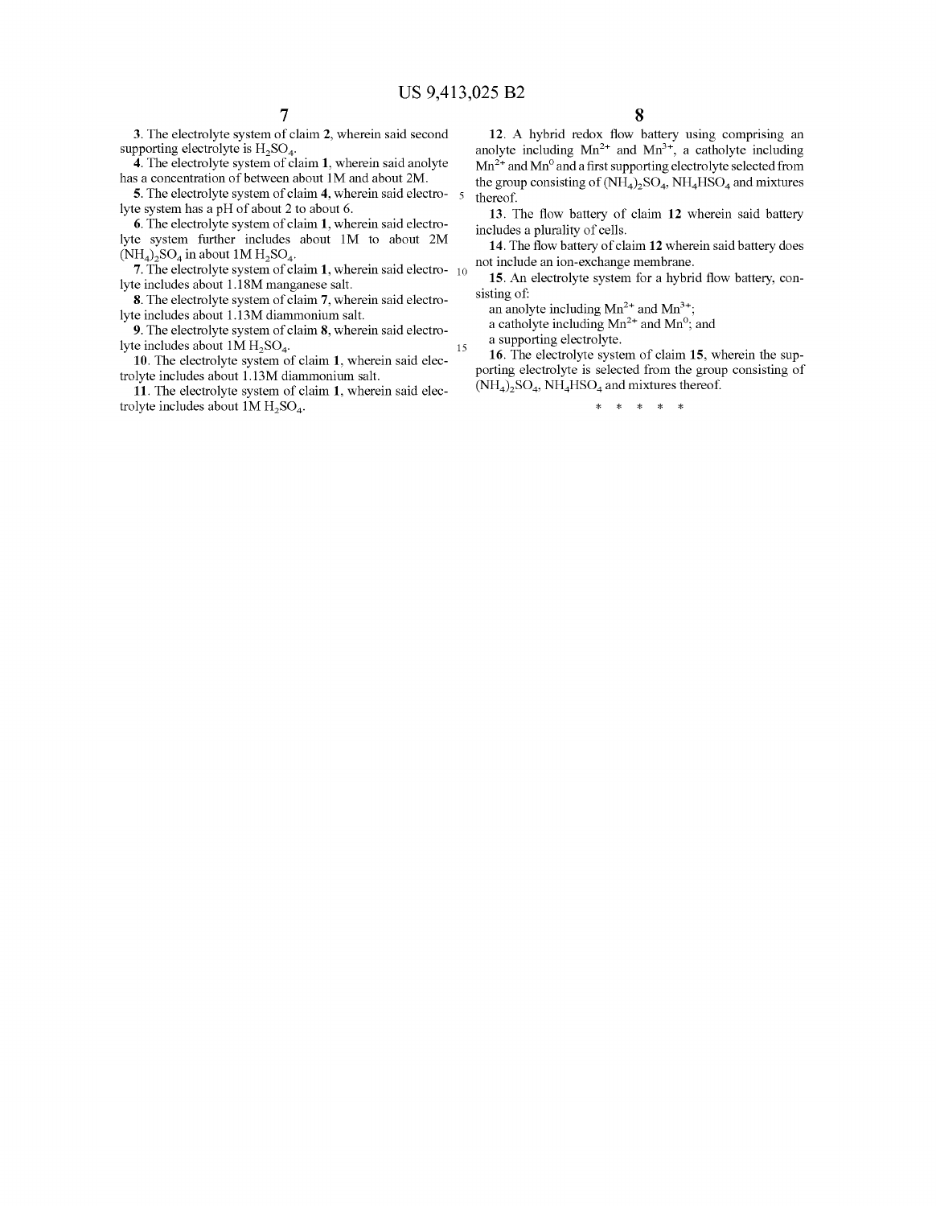3. The electrolyte system of claim 2, wherein said second supporting electrolyte is $H_2SO_4$.

4. The electrolyte system of claim 1, wherein said anolyte has a concentration of between about 1M and about 2M.

5. The electrolyte system of claim 4, wherein said electrolyte system has a pH of about 2 to about 6.

6. The electrolyte system of claim 1, wherein said electrolyte system further includes about 1M to about 2M $(NH_4)_2SO_4$ in about 1M $H_2SO_4$.

7. The electrolyte system of claim 1, wherein said electrolyte includes about 1.18M manganese salt.

8. The electrolyte system of claim 7, wherein said electrolyte includes about 1.13M diammonium salt.

9. The electrolyte system of claim 8, wherein said electrolyte includes about 1M $H_2SO_4$.

10. The electrolyte system of claim 1, wherein said electrolyte includes about 1.13M diammonium salt.

11. The electrolyte system of claim 1, wherein said electrolyte includes about 1M $H_2SO_4$.

12. A hybrid redox flow battery using comprising an anolyte including $Mn^{2+}$ and $Mn^{3+}$, a catholyte including $Mn^{2+}$ and $Mn^0$ and a first supporting electrolyte selected from the group consisting of $(NH_4)_2SO_4$, $NH_4HSO_4$ and mixtures thereof.

13. The flow battery of claim 12 wherein said battery includes a plurality of cells.

14. The flow battery of claim 12 wherein said battery does not include an ion-exchange membrane.

15. An electrolyte system for a hybrid flow battery, consisting of:

an anolyte including $Mn^{2+}$ and $Mn^{3+}$;

a catholyte including $Mn^{2+}$ and $Mn^0$; and

a supporting electrolyte.

16. The electrolyte system of claim 15, wherein the supporting electrolyte is selected from the group consisting of $(NH_4)_2SO_4$, $NH_4HSO_4$ and mixtures thereof.

* * * * *